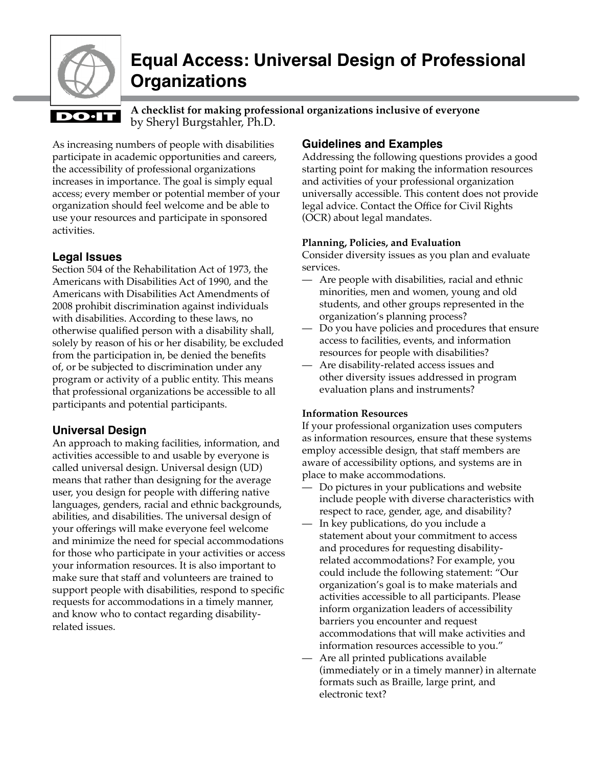# Equal Access: Universal Design of Professional Organizations

**A checklist for making professional organizations inclusive of everyone**
by Sheryl Burgstahler, Ph.D.

As increasing numbers of people with disabilities participate in academic opportunities and careers, the accessibility of professional organizations increases in importance. The goal is simply equal access; every member or potential member of your organization should feel welcome and be able to use your resources and participate in sponsored activities.

## Legal Issues

Section 504 of the Rehabilitation Act of 1973, the Americans with Disabilities Act of 1990, and the Americans with Disabilities Act Amendments of 2008 prohibit discrimination against individuals with disabilities. According to these laws, no otherwise qualified person with a disability shall, solely by reason of his or her disability, be excluded from the participation in, be denied the benefits of, or be subjected to discrimination under any program or activity of a public entity. This means that professional organizations be accessible to all participants and potential participants.

## Universal Design

An approach to making facilities, information, and activities accessible to and usable by everyone is called universal design. Universal design (UD) means that rather than designing for the average user, you design for people with differing native languages, genders, racial and ethnic backgrounds, abilities, and disabilities. The universal design of your offerings will make everyone feel welcome and minimize the need for special accommodations for those who participate in your activities or access your information resources. It is also important to make sure that staff and volunteers are trained to support people with disabilities, respond to specific requests for accommodations in a timely manner, and know who to contact regarding disability-related issues.

## Guidelines and Examples

Addressing the following questions provides a good starting point for making the information resources and activities of your professional organization universally accessible. This content does not provide legal advice. Contact the Office for Civil Rights (OCR) about legal mandates.

### Planning, Policies, and Evaluation

Consider diversity issues as you plan and evaluate services.

- Are people with disabilities, racial and ethnic minorities, men and women, young and old students, and other groups represented in the organization's planning process?
- Do you have policies and procedures that ensure access to facilities, events, and information resources for people with disabilities?
- Are disability-related access issues and other diversity issues addressed in program evaluation plans and instruments?

### Information Resources

If your professional organization uses computers as information resources, ensure that these systems employ accessible design, that staff members are aware of accessibility options, and systems are in place to make accommodations.

- Do pictures in your publications and website include people with diverse characteristics with respect to race, gender, age, and disability?
- In key publications, do you include a statement about your commitment to access and procedures for requesting disability-related accommodations? For example, you could include the following statement: "Our organization's goal is to make materials and activities accessible to all participants. Please inform organization leaders of accessibility barriers you encounter and request accommodations that will make activities and information resources accessible to you."
- Are all printed publications available (immediately or in a timely manner) in alternate formats such as Braille, large print, and electronic text?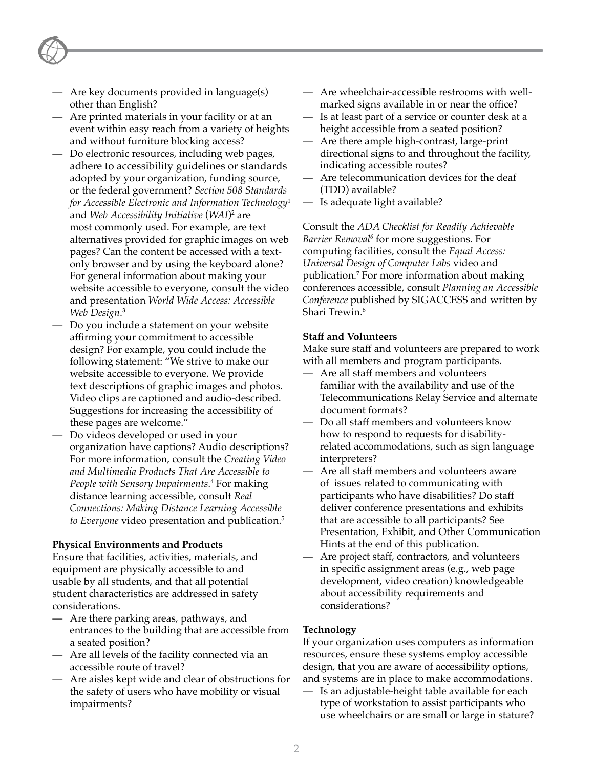- Are key documents provided in language(s) other than English?
- Are printed materials in your facility or at an event within easy reach from a variety of heights and without furniture blocking access?
- Do electronic resources, including web pages, adhere to accessibility guidelines or standards adopted by your organization, funding source, or the federal government? *Section 508 Standards for Accessible Electronic and Information Technology*[1] and *Web Accessibility Initiative* (*WAI*)[2] are most commonly used. For example, are text alternatives provided for graphic images on web pages? Can the content be accessed with a text-only browser and by using the keyboard alone? For general information about making your website accessible to everyone, consult the video and presentation *World Wide Access: Accessible Web Design*.[3]
- Do you include a statement on your website affirming your commitment to accessible design? For example, you could include the following statement: "We strive to make our website accessible to everyone. We provide text descriptions of graphic images and photos. Video clips are captioned and audio-described. Suggestions for increasing the accessibility of these pages are welcome."
- Do videos developed or used in your organization have captions? Audio descriptions? For more information, consult the *Creating Video and Multimedia Products That Are Accessible to People with Sensory Impairments*.[4] For making distance learning accessible, consult *Real Connections: Making Distance Learning Accessible to Everyone* video presentation and publication.[5]

**Physical Environments and Products**

Ensure that facilities, activities, materials, and equipment are physically accessible to and usable by all students, and that all potential student characteristics are addressed in safety considerations.

- Are there parking areas, pathways, and entrances to the building that are accessible from a seated position?
- Are all levels of the facility connected via an accessible route of travel?
- Are aisles kept wide and clear of obstructions for the safety of users who have mobility or visual impairments?
- Are wheelchair-accessible restrooms with well-marked signs available in or near the office?
- Is at least part of a service or counter desk at a height accessible from a seated position?
- Are there ample high-contrast, large-print directional signs to and throughout the facility, indicating accessible routes?
- Are telecommunication devices for the deaf (TDD) available?
- Is adequate light available?

Consult the *ADA Checklist for Readily Achievable Barrier Removal*[6] for more suggestions. For computing facilities, consult the *Equal Access: Universal Design of Computer Labs* video and publication.[7] For more information about making conferences accessible, consult *Planning an Accessible Conference* published by SIGACCESS and written by Shari Trewin.[8]

**Staff and Volunteers**

Make sure staff and volunteers are prepared to work with all members and program participants.

- Are all staff members and volunteers familiar with the availability and use of the Telecommunications Relay Service and alternate document formats?
- Do all staff members and volunteers know how to respond to requests for disability-related accommodations, such as sign language interpreters?
- Are all staff members and volunteers aware of issues related to communicating with participants who have disabilities? Do staff deliver conference presentations and exhibits that are accessible to all participants? See Presentation, Exhibit, and Other Communication Hints at the end of this publication.
- Are project staff, contractors, and volunteers in specific assignment areas (e.g., web page development, video creation) knowledgeable about accessibility requirements and considerations?

**Technology**

If your organization uses computers as information resources, ensure these systems employ accessible design, that you are aware of accessibility options, and systems are in place to make accommodations.

- Is an adjustable-height table available for each type of workstation to assist participants who use wheelchairs or are small or large in stature?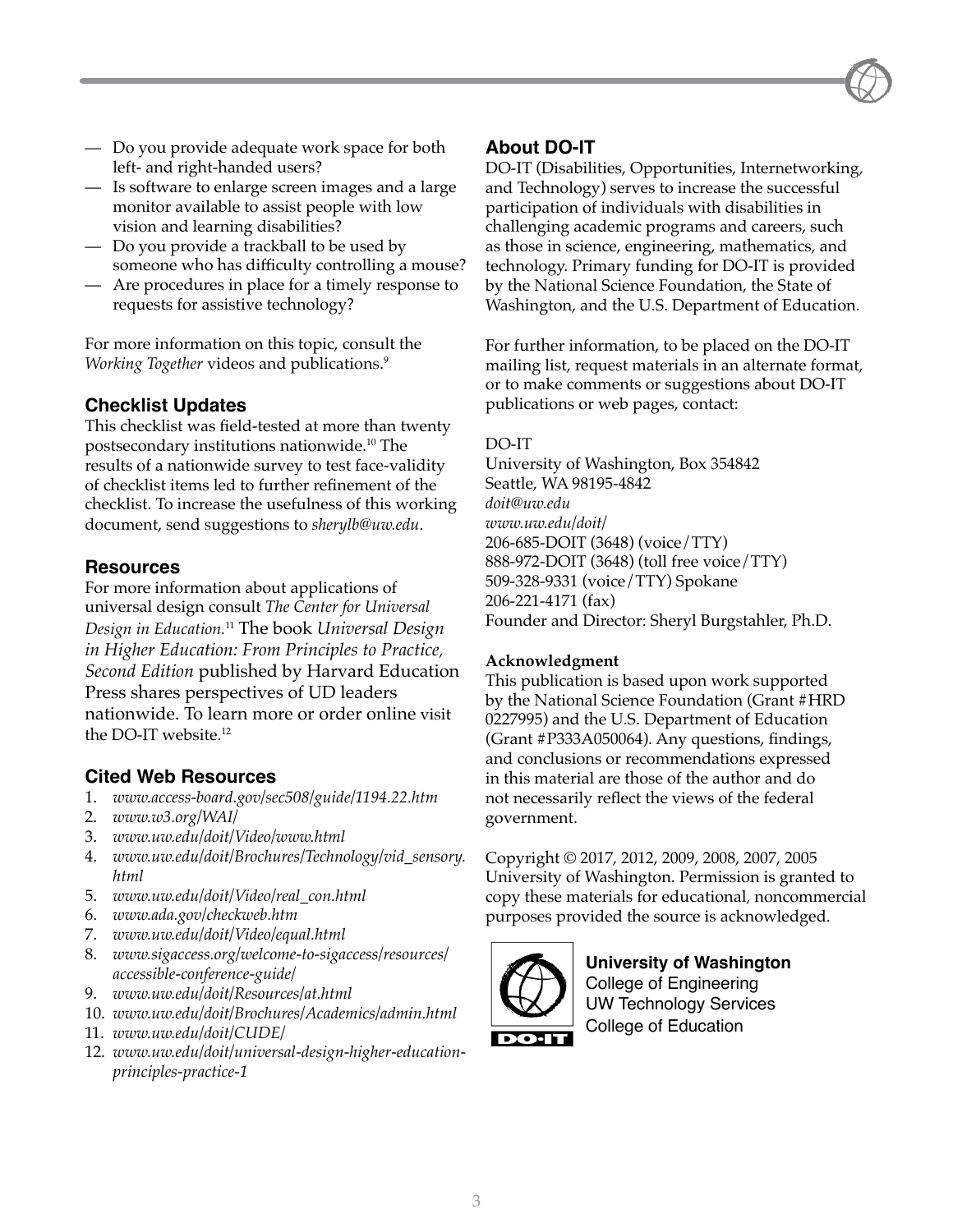- Do you provide adequate work space for both left- and right-handed users?
- Is software to enlarge screen images and a large monitor available to assist people with low vision and learning disabilities?
- Do you provide a trackball to be used by someone who has difficulty controlling a mouse?
- Are procedures in place for a timely response to requests for assistive technology?

For more information on this topic, consult the *Working Together* videos and publications.[9]

### Checklist Updates

This checklist was field-tested at more than twenty postsecondary institutions nationwide.[10] The results of a nationwide survey to test face-validity of checklist items led to further refinement of the checklist. To increase the usefulness of this working document, send suggestions to *sherylb@uw.edu*.

### Resources

For more information about applications of universal design consult *The Center for Universal Design in Education.*[11] The book *Universal Design in Higher Education: From Principles to Practice, Second Edition* published by Harvard Education Press shares perspectives of UD leaders nationwide. To learn more or order online visit the DO-IT website.[12]

### Cited Web Resources

1. *www.access-board.gov/sec508/guide/1194.22.htm*
2. *www.w3.org/WAI/*
3. *www.uw.edu/doit/Video/www.html*
4. *www.uw.edu/doit/Brochures/Technology/vid_sensory.html*
5. *www.uw.edu/doit/Video/real_con.html*
6. *www.ada.gov/checkweb.htm*
7. *www.uw.edu/doit/Video/equal.html*
8. *www.sigaccess.org/welcome-to-sigaccess/resources/accessible-conference-guide/*
9. *www.uw.edu/doit/Resources/at.html*
10. *www.uw.edu/doit/Brochures/Academics/admin.html*
11. *www.uw.edu/doit/CUDE/*
12. *www.uw.edu/doit/universal-design-higher-education-principles-practice-1*

### About DO-IT

DO-IT (Disabilities, Opportunities, Internetworking, and Technology) serves to increase the successful participation of individuals with disabilities in challenging academic programs and careers, such as those in science, engineering, mathematics, and technology. Primary funding for DO-IT is provided by the National Science Foundation, the State of Washington, and the U.S. Department of Education.

For further information, to be placed on the DO-IT mailing list, request materials in an alternate format, or to make comments or suggestions about DO-IT publications or web pages, contact:

DO-IT
University of Washington, Box 354842
Seattle, WA 98195-4842
*doit@uw.edu*
*www.uw.edu/doit/*
206-685-DOIT (3648) (voice/TTY)
888-972-DOIT (3648) (toll free voice/TTY)
509-328-9331 (voice/TTY) Spokane
206-221-4171 (fax)
Founder and Director: Sheryl Burgstahler, Ph.D.

**Acknowledgment**

This publication is based upon work supported by the National Science Foundation (Grant #HRD 0227995) and the U.S. Department of Education (Grant #P333A050064). Any questions, findings, and conclusions or recommendations expressed in this material are those of the author and do not necessarily reflect the views of the federal government.

Copyright © 2017, 2012, 2009, 2008, 2007, 2005 University of Washington. Permission is granted to copy these materials for educational, noncommercial purposes provided the source is acknowledged.

**University of Washington**
College of Engineering
UW Technology Services
College of Education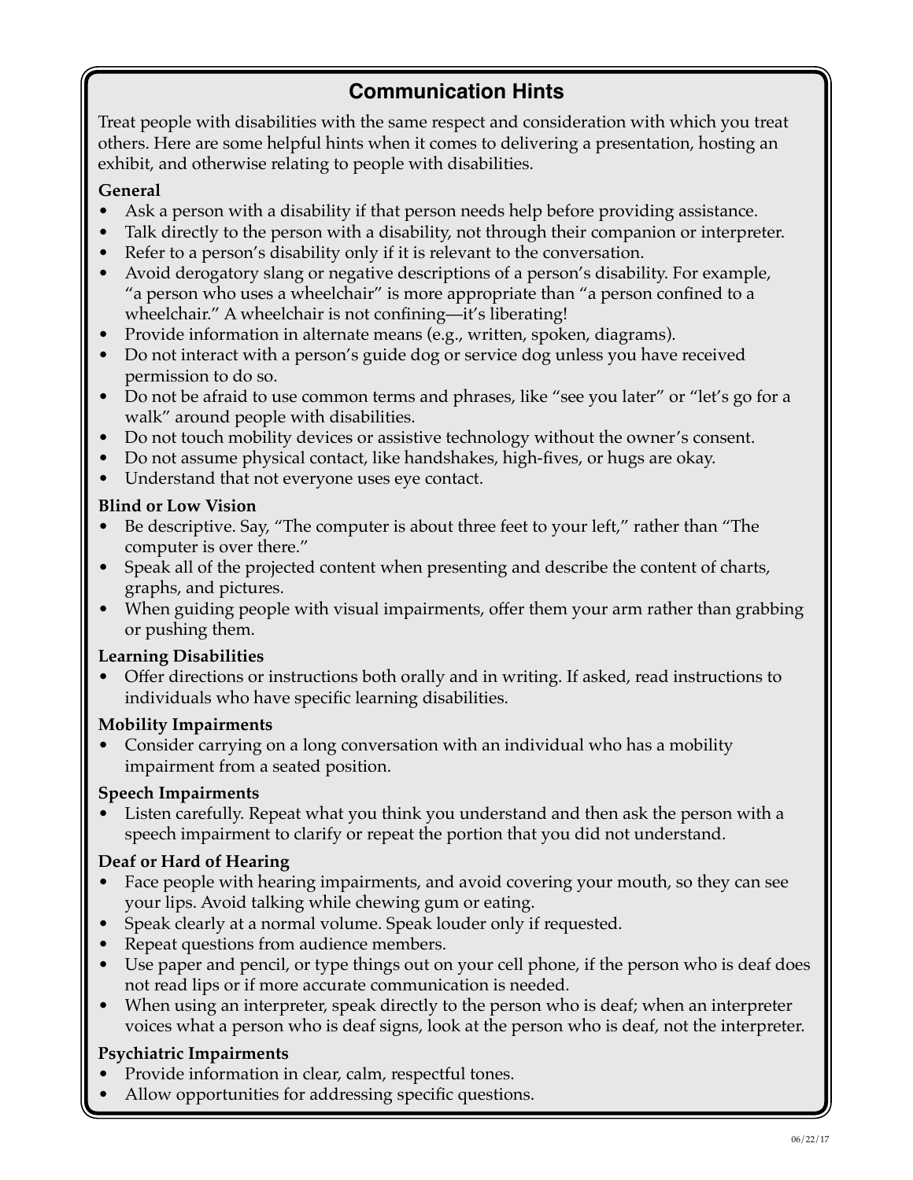## Communication Hints

Treat people with disabilities with the same respect and consideration with which you treat others. Here are some helpful hints when it comes to delivering a presentation, hosting an exhibit, and otherwise relating to people with disabilities.

**General**

- Ask a person with a disability if that person needs help before providing assistance.
- Talk directly to the person with a disability, not through their companion or interpreter.
- Refer to a person's disability only if it is relevant to the conversation.
- Avoid derogatory slang or negative descriptions of a person's disability. For example, "a person who uses a wheelchair" is more appropriate than "a person confined to a wheelchair." A wheelchair is not confining—it's liberating!
- Provide information in alternate means (e.g., written, spoken, diagrams).
- Do not interact with a person's guide dog or service dog unless you have received permission to do so.
- Do not be afraid to use common terms and phrases, like "see you later" or "let's go for a walk" around people with disabilities.
- Do not touch mobility devices or assistive technology without the owner's consent.
- Do not assume physical contact, like handshakes, high-fives, or hugs are okay.
- Understand that not everyone uses eye contact.

**Blind or Low Vision**

- Be descriptive. Say, "The computer is about three feet to your left," rather than "The computer is over there."
- Speak all of the projected content when presenting and describe the content of charts, graphs, and pictures.
- When guiding people with visual impairments, offer them your arm rather than grabbing or pushing them.

**Learning Disabilities**

- Offer directions or instructions both orally and in writing. If asked, read instructions to individuals who have specific learning disabilities.

**Mobility Impairments**

- Consider carrying on a long conversation with an individual who has a mobility impairment from a seated position.

**Speech Impairments**

- Listen carefully. Repeat what you think you understand and then ask the person with a speech impairment to clarify or repeat the portion that you did not understand.

**Deaf or Hard of Hearing**

- Face people with hearing impairments, and avoid covering your mouth, so they can see your lips. Avoid talking while chewing gum or eating.
- Speak clearly at a normal volume. Speak louder only if requested.
- Repeat questions from audience members.
- Use paper and pencil, or type things out on your cell phone, if the person who is deaf does not read lips or if more accurate communication is needed.
- When using an interpreter, speak directly to the person who is deaf; when an interpreter voices what a person who is deaf signs, look at the person who is deaf, not the interpreter.

**Psychiatric Impairments**

- Provide information in clear, calm, respectful tones.
- Allow opportunities for addressing specific questions.

06/22/17